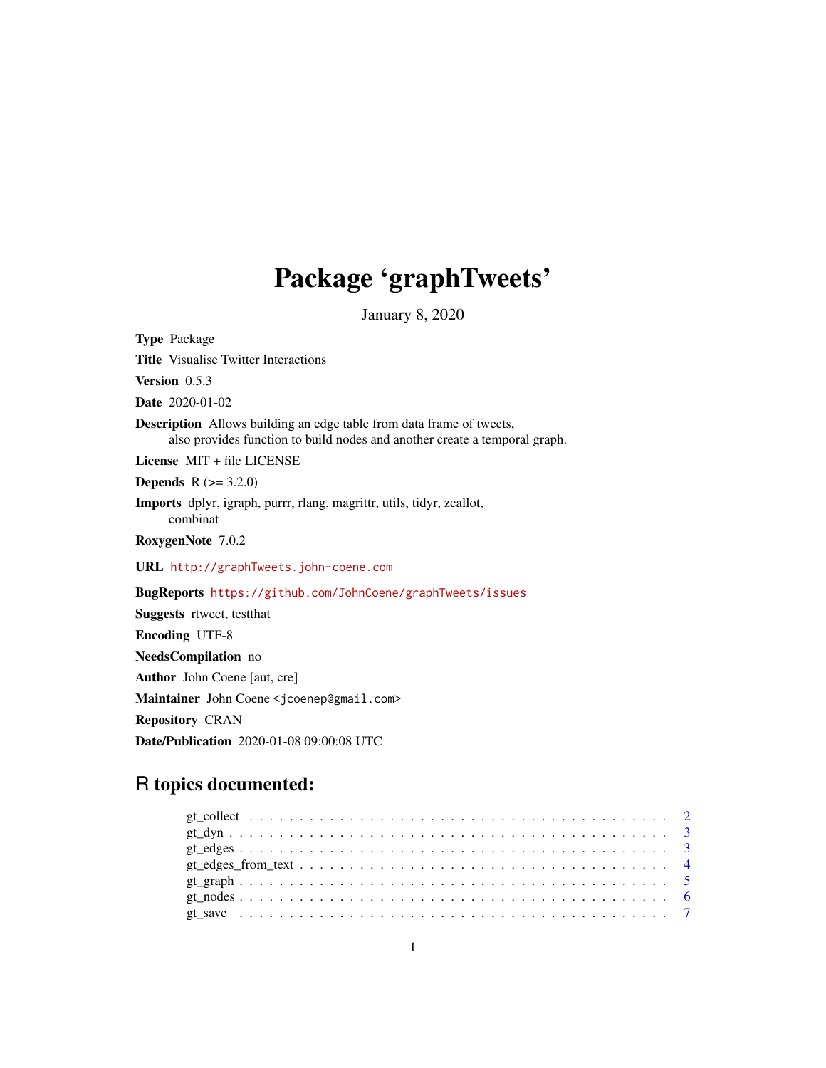# Package 'graphTweets'

January 8, 2020

**Type** Package

**Title** Visualise Twitter Interactions

**Version** 0.5.3

**Date** 2020-01-02

**Description** Allows building an edge table from data frame of tweets,
also provides function to build nodes and another create a temporal graph.

**License** MIT + file LICENSE

**Depends** R (>= 3.2.0)

**Imports** dplyr, igraph, purrr, rlang, magrittr, utils, tidyr, zeallot,
combinat

**RoxygenNote** 7.0.2

**URL** http://graphTweets.john-coene.com

**BugReports** https://github.com/JohnCoene/graphTweets/issues

**Suggests** rtweet, testthat

**Encoding** UTF-8

**NeedsCompilation** no

**Author** John Coene [aut, cre]

**Maintainer** John Coene <jcoenep@gmail.com>

**Repository** CRAN

**Date/Publication** 2020-01-08 09:00:08 UTC

## R topics documented:

- gt_collect . . . . . . . . . . . . . . . . . . . . . . . . . . . . . . . . . . . . . . . 2
- gt_dyn . . . . . . . . . . . . . . . . . . . . . . . . . . . . . . . . . . . . . . . . . 3
- gt_edges . . . . . . . . . . . . . . . . . . . . . . . . . . . . . . . . . . . . . . . . 3
- gt_edges_from_text . . . . . . . . . . . . . . . . . . . . . . . . . . . . . . . . . . 4
- gt_graph . . . . . . . . . . . . . . . . . . . . . . . . . . . . . . . . . . . . . . . . 5
- gt_nodes . . . . . . . . . . . . . . . . . . . . . . . . . . . . . . . . . . . . . . . . 6
- gt_save . . . . . . . . . . . . . . . . . . . . . . . . . . . . . . . . . . . . . . . . . 7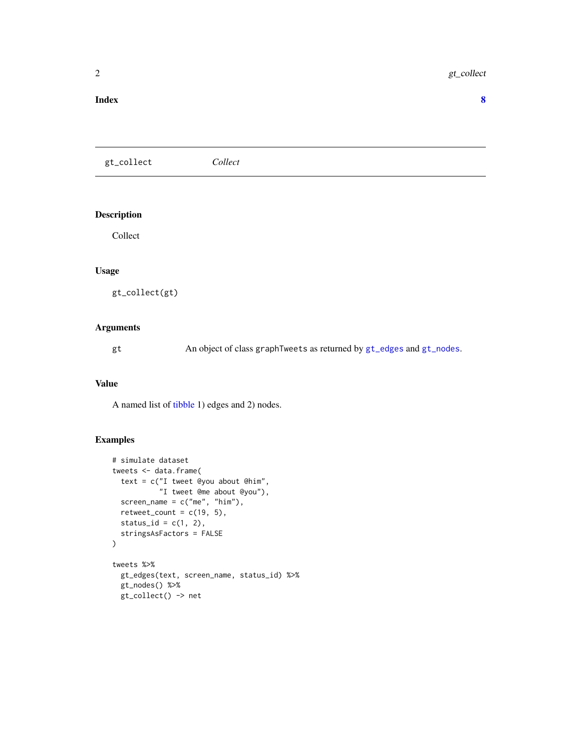Index 8

## gt_collect *Collect*

### Description

Collect

### Usage

```
gt_collect(gt)
```

### Arguments

| | |
|---|---|
| gt | An object of class graphTweets as returned by gt_edges and gt_nodes. |

### Value

A named list of tibble 1) edges and 2) nodes.

### Examples

```
# simulate dataset
tweets <- data.frame(
  text = c("I tweet @you about @him",
           "I tweet @me about @you"),
  screen_name = c("me", "him"),
  retweet_count = c(19, 5),
  status_id = c(1, 2),
  stringsAsFactors = FALSE
)

tweets %>%
  gt_edges(text, screen_name, status_id) %>%
  gt_nodes() %>%
  gt_collect() -> net
```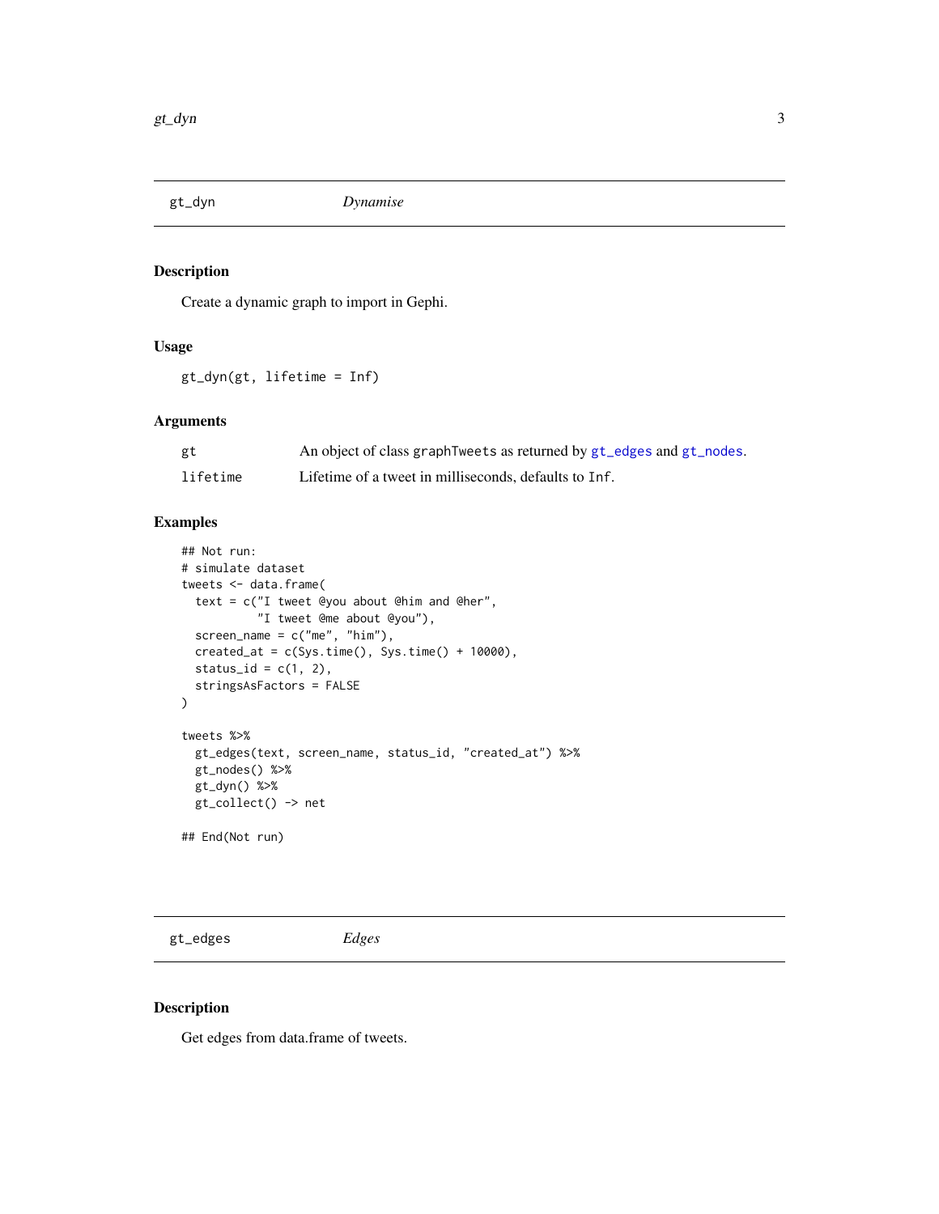## gt_dyn *Dynamise*

### Description

Create a dynamic graph to import in Gephi.

### Usage

```
gt_dyn(gt, lifetime = Inf)
```

### Arguments

| | |
|---|---|
| gt | An object of class graphTweets as returned by gt_edges and gt_nodes. |
| lifetime | Lifetime of a tweet in milliseconds, defaults to Inf. |

### Examples

```
## Not run:
# simulate dataset
tweets <- data.frame(
  text = c("I tweet @you about @him and @her",
           "I tweet @me about @you"),
  screen_name = c("me", "him"),
  created_at = c(Sys.time(), Sys.time() + 10000),
  status_id = c(1, 2),
  stringsAsFactors = FALSE
)

tweets %>%
  gt_edges(text, screen_name, status_id, "created_at") %>%
  gt_nodes() %>%
  gt_dyn() %>%
  gt_collect() -> net

## End(Not run)
```

## gt_edges *Edges*

### Description

Get edges from data.frame of tweets.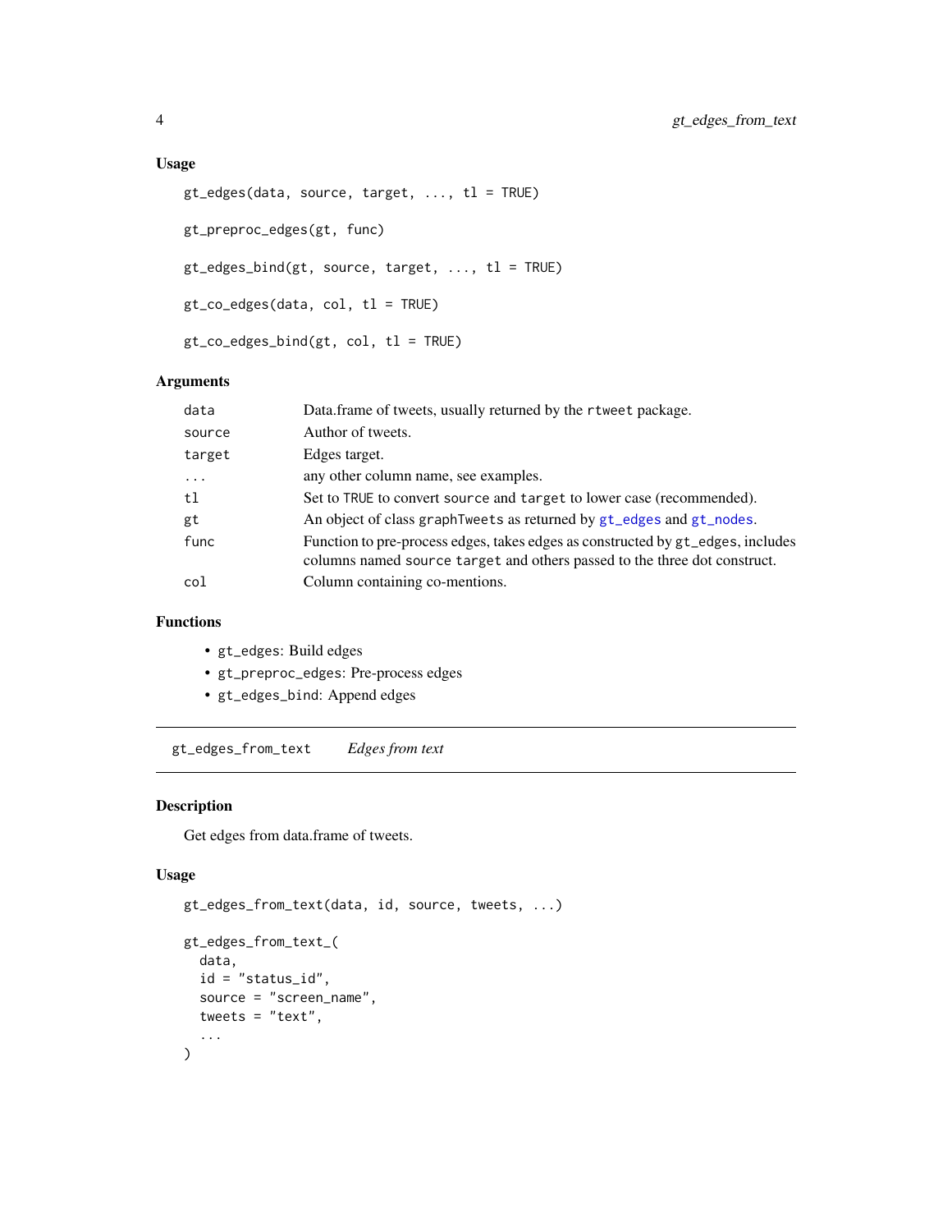### Usage

```
gt_edges(data, source, target, ..., tl = TRUE)

gt_preproc_edges(gt, func)

gt_edges_bind(gt, source, target, ..., tl = TRUE)

gt_co_edges(data, col, tl = TRUE)

gt_co_edges_bind(gt, col, tl = TRUE)
```

### Arguments

| | |
|---|---|
| `data` | Data.frame of tweets, usually returned by the `rtweet` package. |
| `source` | Author of tweets. |
| `target` | Edges target. |
| `...` | any other column name, see examples. |
| `tl` | Set to `TRUE` to convert `source` and `target` to lower case (recommended). |
| `gt` | An object of class `graphTweets` as returned by `gt_edges` and `gt_nodes`. |
| `func` | Function to pre-process edges, takes edges as constructed by `gt_edges`, includes columns named `source` `target` and others passed to the three dot construct. |
| `col` | Column containing co-mentions. |

### Functions

- `gt_edges`: Build edges
- `gt_preproc_edges`: Pre-process edges
- `gt_edges_bind`: Append edges

---

## `gt_edges_from_text` *Edges from text*

### Description

Get edges from data.frame of tweets.

### Usage

```
gt_edges_from_text(data, id, source, tweets, ...)

gt_edges_from_text_(
  data,
  id = "status_id",
  source = "screen_name",
  tweets = "text",
  ...
)
```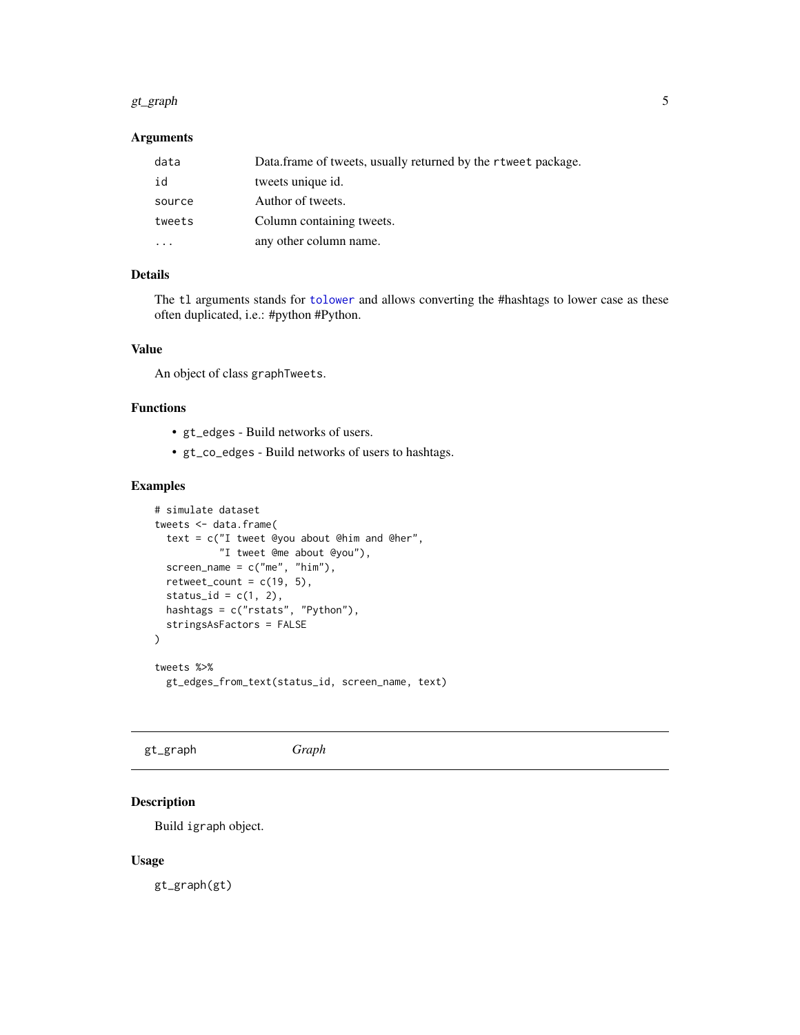### Arguments

| | |
|---|---|
| `data` | Data.frame of tweets, usually returned by the `rtweet` package. |
| `id` | tweets unique id. |
| `source` | Author of tweets. |
| `tweets` | Column containing tweets. |
| `...` | any other column name. |

### Details

The `tl` arguments stands for `tolower` and allows converting the #hashtags to lower case as these often duplicated, i.e.: #python #Python.

### Value

An object of class `graphTweets`.

### Functions

- `gt_edges` - Build networks of users.
- `gt_co_edges` - Build networks of users to hashtags.

### Examples

```
# simulate dataset
tweets <- data.frame(
  text = c("I tweet @you about @him and @her",
           "I tweet @me about @you"),
  screen_name = c("me", "him"),
  retweet_count = c(19, 5),
  status_id = c(1, 2),
  hashtags = c("rstats", "Python"),
  stringsAsFactors = FALSE
)

tweets %>%
  gt_edges_from_text(status_id, screen_name, text)
```

---

## gt_graph *Graph*

### Description

Build `igraph` object.

### Usage

```
gt_graph(gt)
```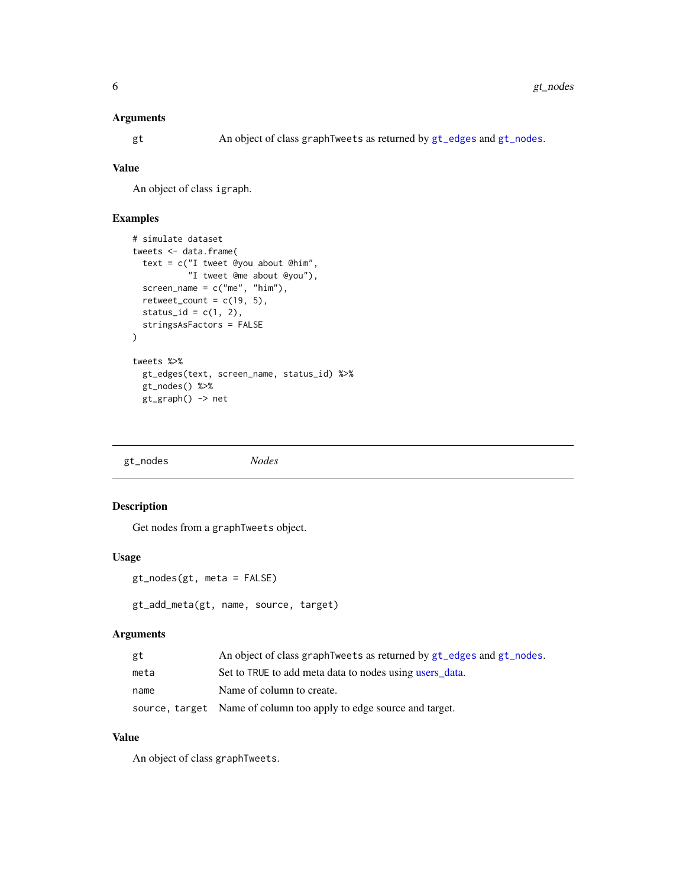### Arguments

| | |
|---|---|
| gt | An object of class graphTweets as returned by gt_edges and gt_nodes. |

### Value

An object of class igraph.

### Examples

```
# simulate dataset
tweets <- data.frame(
  text = c("I tweet @you about @him",
           "I tweet @me about @you"),
  screen_name = c("me", "him"),
  retweet_count = c(19, 5),
  status_id = c(1, 2),
  stringsAsFactors = FALSE
)

tweets %>%
  gt_edges(text, screen_name, status_id) %>%
  gt_nodes() %>%
  gt_graph() -> net
```

---

## gt_nodes *Nodes*

---

### Description

Get nodes from a graphTweets object.

### Usage

```
gt_nodes(gt, meta = FALSE)

gt_add_meta(gt, name, source, target)
```

### Arguments

| | |
|---|---|
| gt | An object of class graphTweets as returned by gt_edges and gt_nodes. |
| meta | Set to TRUE to add meta data to nodes using users_data. |
| name | Name of column to create. |
| source, target | Name of column too apply to edge source and target. |

### Value

An object of class graphTweets.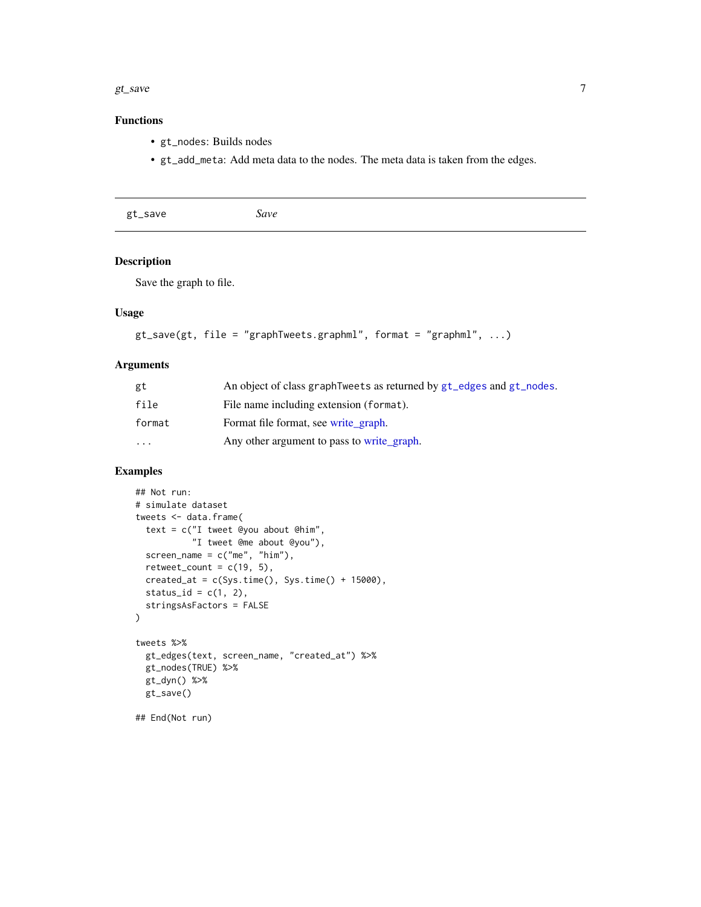### Functions

- `gt_nodes`: Builds nodes
- `gt_add_meta`: Add meta data to the nodes. The meta data is taken from the edges.

---

## gt_save — *Save*

---

### Description

Save the graph to file.

### Usage

```
gt_save(gt, file = "graphTweets.graphml", format = "graphml", ...)
```

### Arguments

| | |
|---|---|
| `gt` | An object of class `graphTweets` as returned by `gt_edges` and `gt_nodes`. |
| `file` | File name including extension (`format`). |
| `format` | Format file format, see write_graph. |
| `...` | Any other argument to pass to write_graph. |

### Examples

```
## Not run:
# simulate dataset
tweets <- data.frame(
  text = c("I tweet @you about @him",
           "I tweet @me about @you"),
  screen_name = c("me", "him"),
  retweet_count = c(19, 5),
  created_at = c(Sys.time(), Sys.time() + 15000),
  status_id = c(1, 2),
  stringsAsFactors = FALSE
)

tweets %>%
  gt_edges(text, screen_name, "created_at") %>%
  gt_nodes(TRUE) %>%
  gt_dyn() %>%
  gt_save()

## End(Not run)
```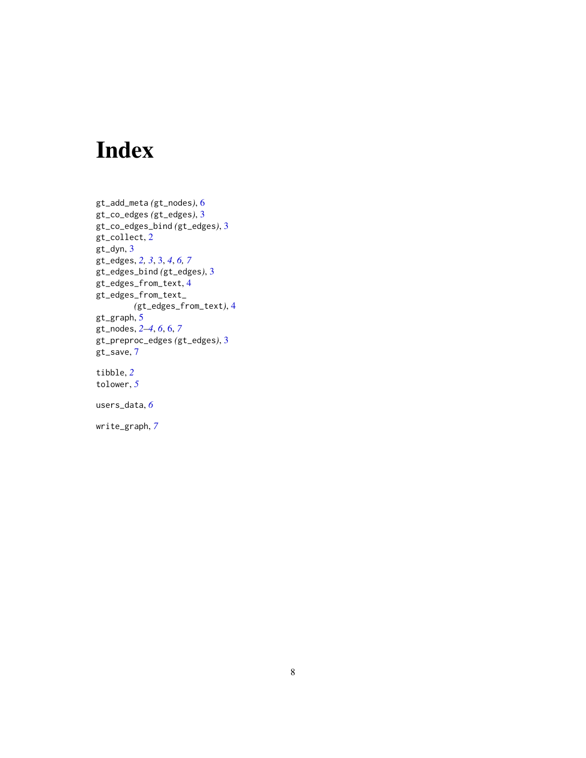# Index

gt_add_meta (gt_nodes), 6
gt_co_edges (gt_edges), 3
gt_co_edges_bind (gt_edges), 3
gt_collect, 2
gt_dyn, 3
gt_edges, *2, 3*, 3, *4*, *6, 7*
gt_edges_bind (gt_edges), 3
gt_edges_from_text, 4
gt_edges_from_text_
        (gt_edges_from_text), 4
gt_graph, 5
gt_nodes, *2–4*, *6*, 6, *7*
gt_preproc_edges (gt_edges), 3
gt_save, 7

tibble, *2*
tolower, *5*

users_data, *6*

write_graph, *7*